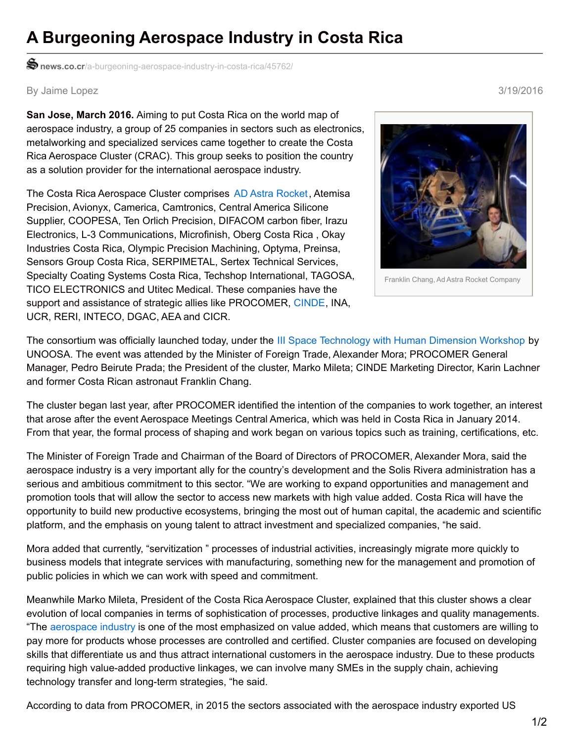# A Burgeoning Aerospace Industry in Costa Rica

news.co.cr/a-burgeoning-aerospace-industry-in-costa-rica/45762/

By Jaime Lopez

3/19/2016

**San Jose, March 2016.** Aiming to put Costa Rica on the world map of aerospace industry, a group of 25 companies in sectors such as electronics, metalworking and specialized services came together to create the Costa Rica Aerospace Cluster (CRAC). This group seeks to position the country as a solution provider for the international aerospace industry.

The Costa Rica Aerospace Cluster comprises AD Astra Rocket, Atemisa Precision, Avionyx, Camerica, Camtronics, Central America Silicone Supplier, COOPESA, Ten Orlich Precision, DIFACOM carbon fiber, Irazu Electronics, L-3 Communications, Microfinish, Oberg Costa Rica , Okay Industries Costa Rica, Olympic Precision Machining, Optyma, Preinsa, Sensors Group Costa Rica, SERPIMETAL, Sertex Technical Services, Specialty Coating Systems Costa Rica, Techshop International, TAGOSA, TICO ELECTRONICS and Utitec Medical. These companies have the support and assistance of strategic allies like PROCOMER, CINDE, INA, UCR, RERI, INTECO, DGAC, AEA and CICR.

Franklin Chang, Ad Astra Rocket Company

The consortium was officially launched today, under the III Space Technology with Human Dimension Workshop by UNOOSA. The event was attended by the Minister of Foreign Trade, Alexander Mora; PROCOMER General Manager, Pedro Beirute Prada; the President of the cluster, Marko Mileta; CINDE Marketing Director, Karin Lachner and former Costa Rican astronaut Franklin Chang.

The cluster began last year, after PROCOMER identified the intention of the companies to work together, an interest that arose after the event Aerospace Meetings Central America, which was held in Costa Rica in January 2014. From that year, the formal process of shaping and work began on various topics such as training, certifications, etc.

The Minister of Foreign Trade and Chairman of the Board of Directors of PROCOMER, Alexander Mora, said the aerospace industry is a very important ally for the country's development and the Solis Rivera administration has a serious and ambitious commitment to this sector. "We are working to expand opportunities and management and promotion tools that will allow the sector to access new markets with high value added. Costa Rica will have the opportunity to build new productive ecosystems, bringing the most out of human capital, the academic and scientific platform, and the emphasis on young talent to attract investment and specialized companies, "he said.

Mora added that currently, "servitization " processes of industrial activities, increasingly migrate more quickly to business models that integrate services with manufacturing, something new for the management and promotion of public policies in which we can work with speed and commitment.

Meanwhile Marko Mileta, President of the Costa Rica Aerospace Cluster, explained that this cluster shows a clear evolution of local companies in terms of sophistication of processes, productive linkages and quality managements. "The aerospace industry is one of the most emphasized on value added, which means that customers are willing to pay more for products whose processes are controlled and certified. Cluster companies are focused on developing skills that differentiate us and thus attract international customers in the aerospace industry. Due to these products requiring high value-added productive linkages, we can involve many SMEs in the supply chain, achieving technology transfer and long-term strategies, "he said.

According to data from PROCOMER, in 2015 the sectors associated with the aerospace industry exported US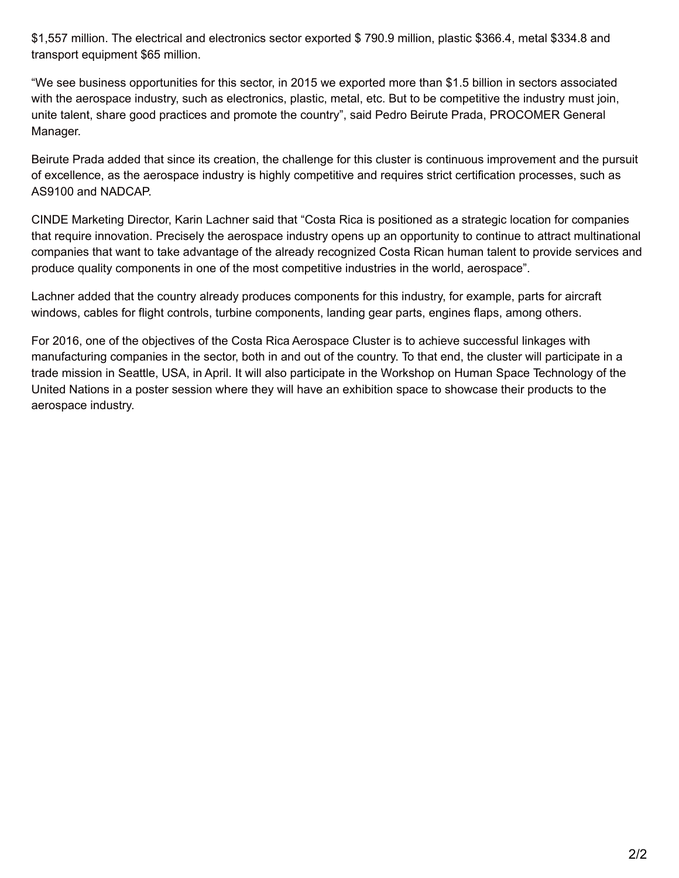$1,557 million. The electrical and electronics sector exported $ 790.9 million, plastic $366.4, metal $334.8 and transport equipment $65 million.

“We see business opportunities for this sector, in 2015 we exported more than $1.5 billion in sectors associated with the aerospace industry, such as electronics, plastic, metal, etc. But to be competitive the industry must join, unite talent, share good practices and promote the country”, said Pedro Beirute Prada, PROCOMER General Manager.

Beirute Prada added that since its creation, the challenge for this cluster is continuous improvement and the pursuit of excellence, as the aerospace industry is highly competitive and requires strict certification processes, such as AS9100 and NADCAP.

CINDE Marketing Director, Karin Lachner said that “Costa Rica is positioned as a strategic location for companies that require innovation. Precisely the aerospace industry opens up an opportunity to continue to attract multinational companies that want to take advantage of the already recognized Costa Rican human talent to provide services and produce quality components in one of the most competitive industries in the world, aerospace”.

Lachner added that the country already produces components for this industry, for example, parts for aircraft windows, cables for flight controls, turbine components, landing gear parts, engines flaps, among others.

For 2016, one of the objectives of the Costa Rica Aerospace Cluster is to achieve successful linkages with manufacturing companies in the sector, both in and out of the country. To that end, the cluster will participate in a trade mission in Seattle, USA, in April. It will also participate in the Workshop on Human Space Technology of the United Nations in a poster session where they will have an exhibition space to showcase their products to the aerospace industry.